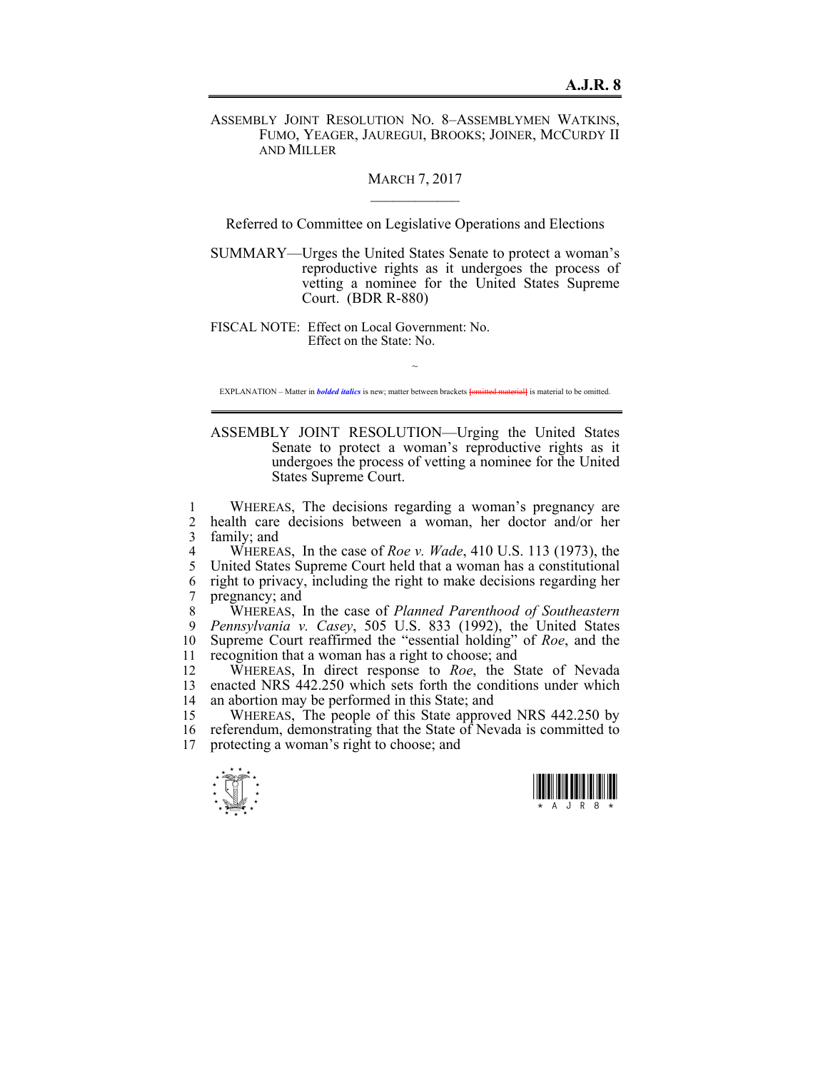# A.J.R. 8

ASSEMBLY JOINT RESOLUTION NO. 8–ASSEMBLYMEN WATKINS, FUMO, YEAGER, JAUREGUI, BROOKS; JOINER, MCCURDY II AND MILLER

MARCH 7, 2017

Referred to Committee on Legislative Operations and Elections

SUMMARY—Urges the United States Senate to protect a woman's reproductive rights as it undergoes the process of vetting a nominee for the United States Supreme Court. (BDR R-880)

FISCAL NOTE: Effect on Local Government: No.
Effect on the State: No.

~

EXPLANATION – Matter in ***bolded italics*** is new; matter between brackets [omitted material] is material to be omitted.

ASSEMBLY JOINT RESOLUTION—Urging the United States Senate to protect a woman's reproductive rights as it undergoes the process of vetting a nominee for the United States Supreme Court.

1 WHEREAS, The decisions regarding a woman's pregnancy are
2 health care decisions between a woman, her doctor and/or her
3 family; and
4 WHEREAS, In the case of *Roe v. Wade*, 410 U.S. 113 (1973), the
5 United States Supreme Court held that a woman has a constitutional
6 right to privacy, including the right to make decisions regarding her
7 pregnancy; and
8 WHEREAS, In the case of *Planned Parenthood of Southeastern*
9 *Pennsylvania v. Casey*, 505 U.S. 833 (1992), the United States
10 Supreme Court reaffirmed the "essential holding" of *Roe*, and the
11 recognition that a woman has a right to choose; and
12 WHEREAS, In direct response to *Roe*, the State of Nevada
13 enacted NRS 442.250 which sets forth the conditions under which
14 an abortion may be performed in this State; and
15 WHEREAS, The people of this State approved NRS 442.250 by
16 referendum, demonstrating that the State of Nevada is committed to
17 protecting a woman's right to choose; and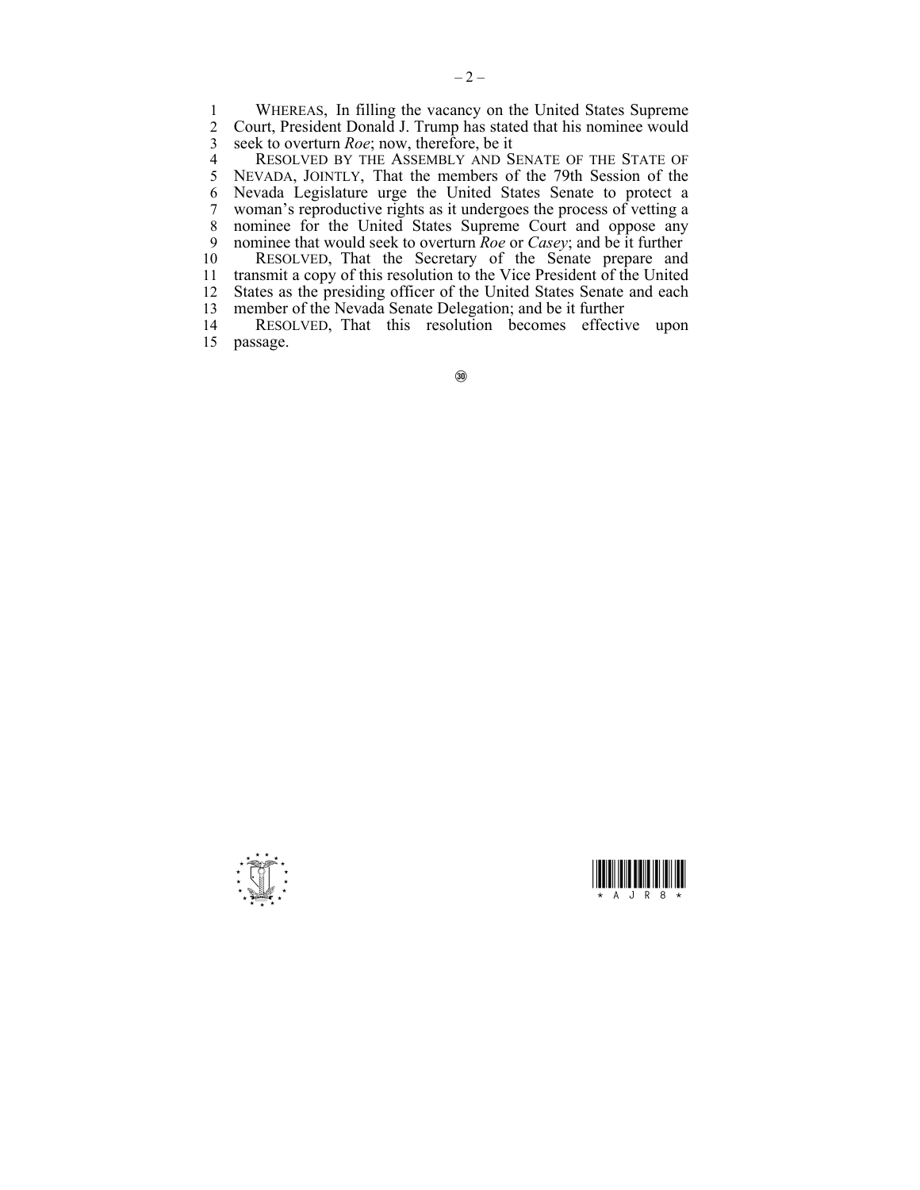WHEREAS, In filling the vacancy on the United States Supreme Court, President Donald J. Trump has stated that his nominee would seek to overturn *Roe*; now, therefore, be it

RESOLVED BY THE ASSEMBLY AND SENATE OF THE STATE OF NEVADA, JOINTLY, That the members of the 79th Session of the Nevada Legislature urge the United States Senate to protect a woman's reproductive rights as it undergoes the process of vetting a nominee for the United States Supreme Court and oppose any nominee that would seek to overturn *Roe* or *Casey*; and be it further

RESOLVED, That the Secretary of the Senate prepare and transmit a copy of this resolution to the Vice President of the United States as the presiding officer of the United States Senate and each member of the Nevada Senate Delegation; and be it further

RESOLVED, That this resolution becomes effective upon passage.

⑳

\* A J R 8 \*